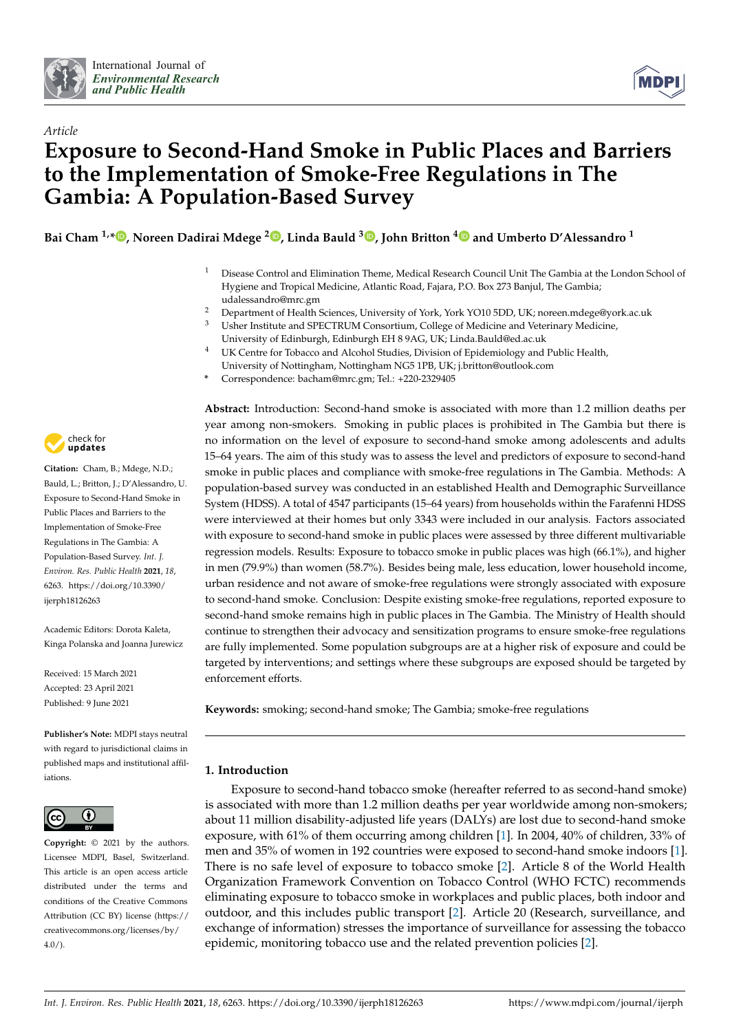*Article*

# Exposure to Second-Hand Smoke in Public Places and Barriers to the Implementation of Smoke-Free Regulations in The Gambia: A Population-Based Survey

**Bai Cham [1,*], Noreen Dadirai Mdege [2], Linda Bauld [3], John Britton [4] and Umberto D'Alessandro [1]**

[1] Disease Control and Elimination Theme, Medical Research Council Unit The Gambia at the London School of Hygiene and Tropical Medicine, Atlantic Road, Fajara, P.O. Box 273 Banjul, The Gambia; udalessandro@mrc.gm

[2] Department of Health Sciences, University of York, York YO10 5DD, UK; noreen.mdege@york.ac.uk

[3] Usher Institute and SPECTRUM Consortium, College of Medicine and Veterinary Medicine, University of Edinburgh, Edinburgh EH 8 9AG, UK; Linda.Bauld@ed.ac.uk

[4] UK Centre for Tobacco and Alcohol Studies, Division of Epidemiology and Public Health, University of Nottingham, Nottingham NG5 1PB, UK; j.britton@outlook.com

\* Correspondence: bacham@mrc.gm; Tel.: +220-2329405

**Citation:** Cham, B.; Mdege, N.D.; Bauld, L.; Britton, J.; D'Alessandro, U. Exposure to Second-Hand Smoke in Public Places and Barriers to the Implementation of Smoke-Free Regulations in The Gambia: A Population-Based Survey. *Int. J. Environ. Res. Public Health* **2021**, *18*, 6263. https://doi.org/10.3390/ijerph18126263

Academic Editors: Dorota Kaleta, Kinga Polanska and Joanna Jurewicz

Received: 15 March 2021
Accepted: 23 April 2021
Published: 9 June 2021

**Publisher's Note:** MDPI stays neutral with regard to jurisdictional claims in published maps and institutional affiliations.

**Copyright:** © 2021 by the authors. Licensee MDPI, Basel, Switzerland. This article is an open access article distributed under the terms and conditions of the Creative Commons Attribution (CC BY) license (https://creativecommons.org/licenses/by/4.0/).

**Abstract:** Introduction: Second-hand smoke is associated with more than 1.2 million deaths per year among non-smokers. Smoking in public places is prohibited in The Gambia but there is no information on the level of exposure to second-hand smoke among adolescents and adults 15–64 years. The aim of this study was to assess the level and predictors of exposure to second-hand smoke in public places and compliance with smoke-free regulations in The Gambia. Methods: A population-based survey was conducted in an established Health and Demographic Surveillance System (HDSS). A total of 4547 participants (15–64 years) from households within the Farafenni HDSS were interviewed at their homes but only 3343 were included in our analysis. Factors associated with exposure to second-hand smoke in public places were assessed by three different multivariable regression models. Results: Exposure to tobacco smoke in public places was high (66.1%), and higher in men (79.9%) than women (58.7%). Besides being male, less education, lower household income, urban residence and not aware of smoke-free regulations were strongly associated with exposure to second-hand smoke. Conclusion: Despite existing smoke-free regulations, reported exposure to second-hand smoke remains high in public places in The Gambia. The Ministry of Health should continue to strengthen their advocacy and sensitization programs to ensure smoke-free regulations are fully implemented. Some population subgroups are at a higher risk of exposure and could be targeted by interventions; and settings where these subgroups are exposed should be targeted by enforcement efforts.

**Keywords:** smoking; second-hand smoke; The Gambia; smoke-free regulations

## 1. Introduction

Exposure to second-hand tobacco smoke (hereafter referred to as second-hand smoke) is associated with more than 1.2 million deaths per year worldwide among non-smokers; about 11 million disability-adjusted life years (DALYs) are lost due to second-hand smoke exposure, with 61% of them occurring among children [1]. In 2004, 40% of children, 33% of men and 35% of women in 192 countries were exposed to second-hand smoke indoors [1]. There is no safe level of exposure to tobacco smoke [2]. Article 8 of the World Health Organization Framework Convention on Tobacco Control (WHO FCTC) recommends eliminating exposure to tobacco smoke in workplaces and public places, both indoor and outdoor, and this includes public transport [2]. Article 20 (Research, surveillance, and exchange of information) stresses the importance of surveillance for assessing the tobacco epidemic, monitoring tobacco use and the related prevention policies [2].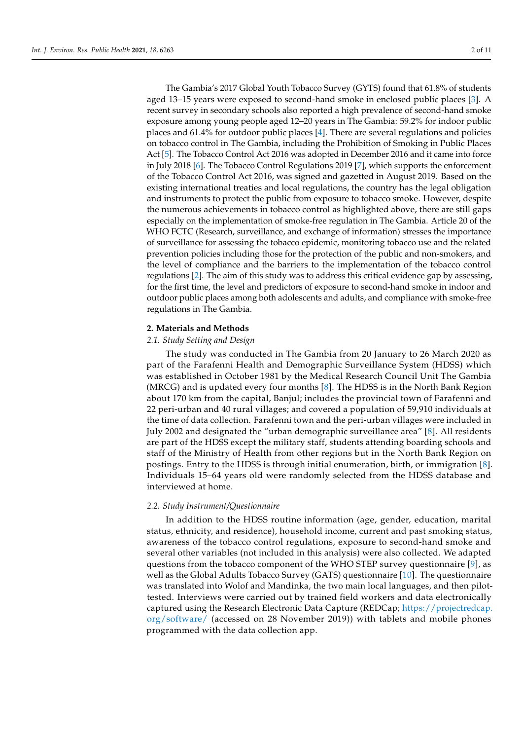The Gambia's 2017 Global Youth Tobacco Survey (GYTS) found that 61.8% of students aged 13–15 years were exposed to second-hand smoke in enclosed public places [3]. A recent survey in secondary schools also reported a high prevalence of second-hand smoke exposure among young people aged 12–20 years in The Gambia: 59.2% for indoor public places and 61.4% for outdoor public places [4]. There are several regulations and policies on tobacco control in The Gambia, including the Prohibition of Smoking in Public Places Act [5]. The Tobacco Control Act 2016 was adopted in December 2016 and it came into force in July 2018 [6]. The Tobacco Control Regulations 2019 [7], which supports the enforcement of the Tobacco Control Act 2016, was signed and gazetted in August 2019. Based on the existing international treaties and local regulations, the country has the legal obligation and instruments to protect the public from exposure to tobacco smoke. However, despite the numerous achievements in tobacco control as highlighted above, there are still gaps especially on the implementation of smoke-free regulation in The Gambia. Article 20 of the WHO FCTC (Research, surveillance, and exchange of information) stresses the importance of surveillance for assessing the tobacco epidemic, monitoring tobacco use and the related prevention policies including those for the protection of the public and non-smokers, and the level of compliance and the barriers to the implementation of the tobacco control regulations [2]. The aim of this study was to address this critical evidence gap by assessing, for the first time, the level and predictors of exposure to second-hand smoke in indoor and outdoor public places among both adolescents and adults, and compliance with smoke-free regulations in The Gambia.

## 2. Materials and Methods

### 2.1. Study Setting and Design

The study was conducted in The Gambia from 20 January to 26 March 2020 as part of the Farafenni Health and Demographic Surveillance System (HDSS) which was established in October 1981 by the Medical Research Council Unit The Gambia (MRCG) and is updated every four months [8]. The HDSS is in the North Bank Region about 170 km from the capital, Banjul; includes the provincial town of Farafenni and 22 peri-urban and 40 rural villages; and covered a population of 59,910 individuals at the time of data collection. Farafenni town and the peri-urban villages were included in July 2002 and designated the "urban demographic surveillance area" [8]. All residents are part of the HDSS except the military staff, students attending boarding schools and staff of the Ministry of Health from other regions but in the North Bank Region on postings. Entry to the HDSS is through initial enumeration, birth, or immigration [8]. Individuals 15–64 years old were randomly selected from the HDSS database and interviewed at home.

### 2.2. Study Instrument/Questionnaire

In addition to the HDSS routine information (age, gender, education, marital status, ethnicity, and residence), household income, current and past smoking status, awareness of the tobacco control regulations, exposure to second-hand smoke and several other variables (not included in this analysis) were also collected. We adapted questions from the tobacco component of the WHO STEP survey questionnaire [9], as well as the Global Adults Tobacco Survey (GATS) questionnaire [10]. The questionnaire was translated into Wolof and Mandinka, the two main local languages, and then pilot-tested. Interviews were carried out by trained field workers and data electronically captured using the Research Electronic Data Capture (REDCap; https://projectredcap.org/software/ (accessed on 28 November 2019)) with tablets and mobile phones programmed with the data collection app.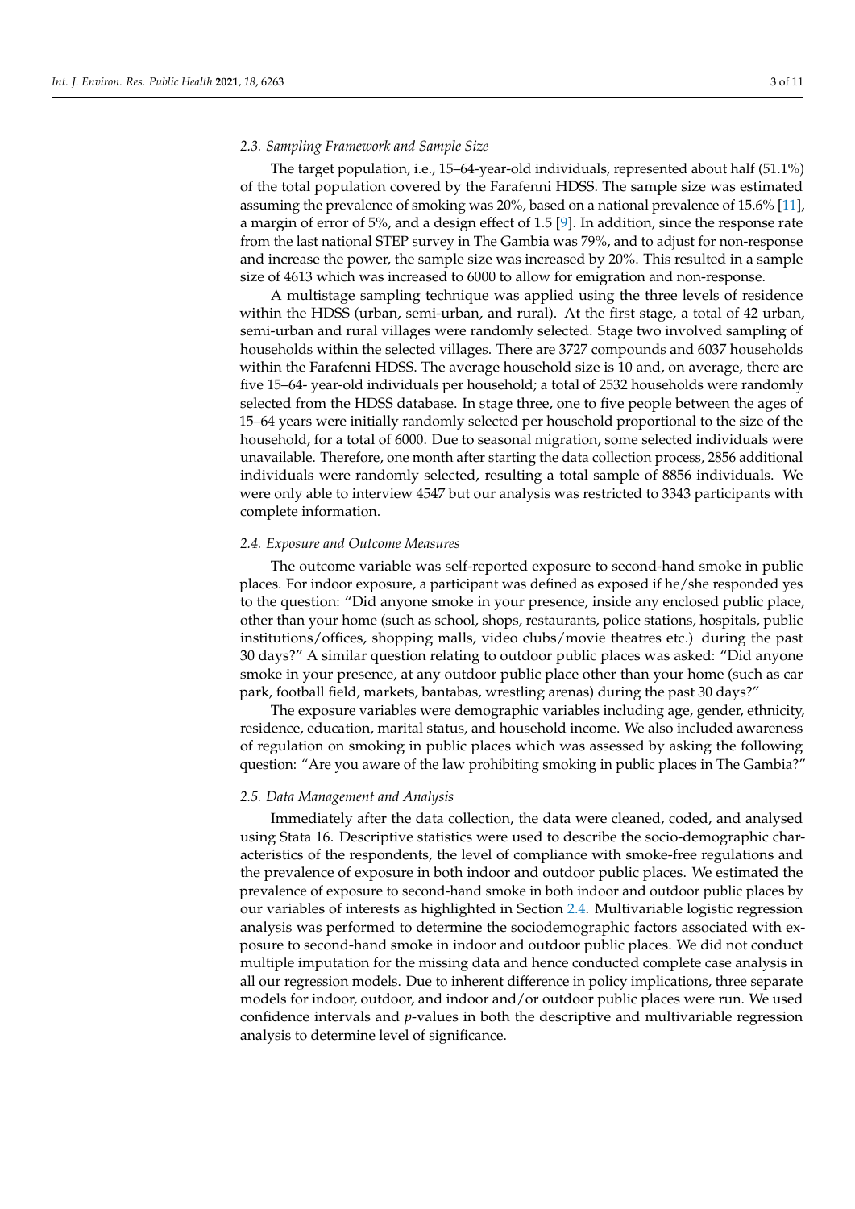### 2.3. Sampling Framework and Sample Size

The target population, i.e., 15–64-year-old individuals, represented about half (51.1%) of the total population covered by the Farafenni HDSS. The sample size was estimated assuming the prevalence of smoking was 20%, based on a national prevalence of 15.6% [11], a margin of error of 5%, and a design effect of 1.5 [9]. In addition, since the response rate from the last national STEP survey in The Gambia was 79%, and to adjust for non-response and increase the power, the sample size was increased by 20%. This resulted in a sample size of 4613 which was increased to 6000 to allow for emigration and non-response.

A multistage sampling technique was applied using the three levels of residence within the HDSS (urban, semi-urban, and rural). At the first stage, a total of 42 urban, semi-urban and rural villages were randomly selected. Stage two involved sampling of households within the selected villages. There are 3727 compounds and 6037 households within the Farafenni HDSS. The average household size is 10 and, on average, there are five 15–64- year-old individuals per household; a total of 2532 households were randomly selected from the HDSS database. In stage three, one to five people between the ages of 15–64 years were initially randomly selected per household proportional to the size of the household, for a total of 6000. Due to seasonal migration, some selected individuals were unavailable. Therefore, one month after starting the data collection process, 2856 additional individuals were randomly selected, resulting a total sample of 8856 individuals. We were only able to interview 4547 but our analysis was restricted to 3343 participants with complete information.

### 2.4. Exposure and Outcome Measures

The outcome variable was self-reported exposure to second-hand smoke in public places. For indoor exposure, a participant was defined as exposed if he/she responded yes to the question: "Did anyone smoke in your presence, inside any enclosed public place, other than your home (such as school, shops, restaurants, police stations, hospitals, public institutions/offices, shopping malls, video clubs/movie theatres etc.) during the past 30 days?" A similar question relating to outdoor public places was asked: "Did anyone smoke in your presence, at any outdoor public place other than your home (such as car park, football field, markets, bantabas, wrestling arenas) during the past 30 days?"

The exposure variables were demographic variables including age, gender, ethnicity, residence, education, marital status, and household income. We also included awareness of regulation on smoking in public places which was assessed by asking the following question: "Are you aware of the law prohibiting smoking in public places in The Gambia?"

### 2.5. Data Management and Analysis

Immediately after the data collection, the data were cleaned, coded, and analysed using Stata 16. Descriptive statistics were used to describe the socio-demographic characteristics of the respondents, the level of compliance with smoke-free regulations and the prevalence of exposure in both indoor and outdoor public places. We estimated the prevalence of exposure to second-hand smoke in both indoor and outdoor public places by our variables of interests as highlighted in Section 2.4. Multivariable logistic regression analysis was performed to determine the sociodemographic factors associated with exposure to second-hand smoke in indoor and outdoor public places. We did not conduct multiple imputation for the missing data and hence conducted complete case analysis in all our regression models. Due to inherent difference in policy implications, three separate models for indoor, outdoor, and indoor and/or outdoor public places were run. We used confidence intervals and *p*-values in both the descriptive and multivariable regression analysis to determine level of significance.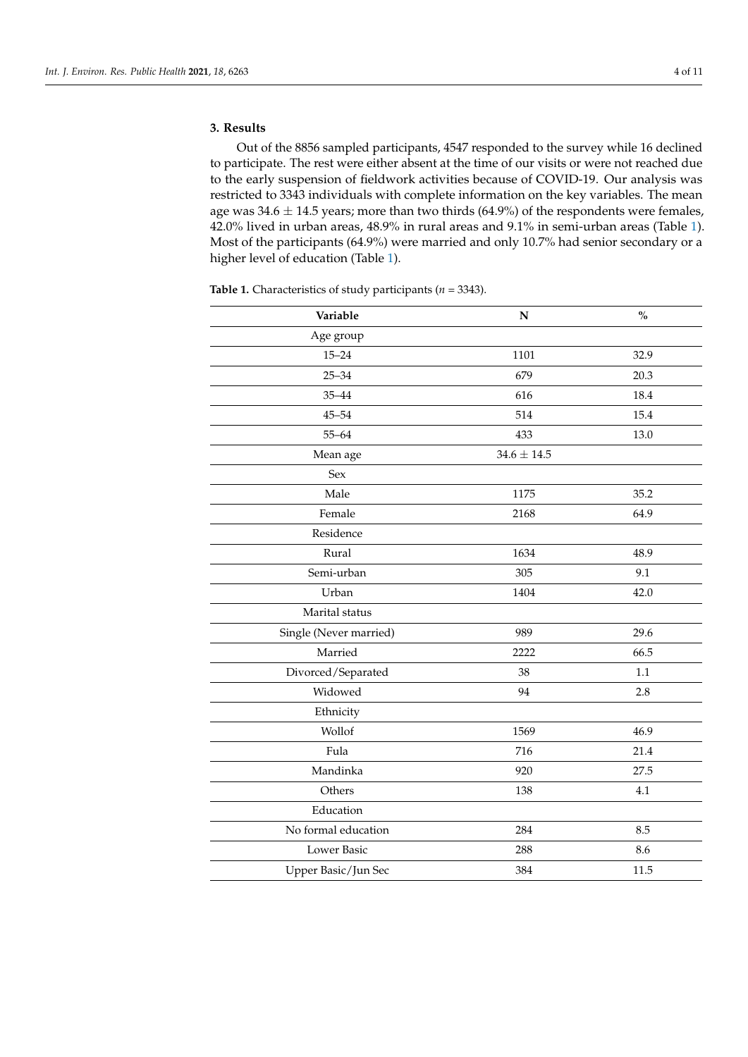## 3. Results

Out of the 8856 sampled participants, 4547 responded to the survey while 16 declined to participate. The rest were either absent at the time of our visits or were not reached due to the early suspension of fieldwork activities because of COVID-19. Our analysis was restricted to 3343 individuals with complete information on the key variables. The mean age was 34.6 ± 14.5 years; more than two thirds (64.9%) of the respondents were females, 42.0% lived in urban areas, 48.9% in rural areas and 9.1% in semi-urban areas (Table 1). Most of the participants (64.9%) were married and only 10.7% had senior secondary or a higher level of education (Table 1).

**Table 1.** Characteristics of study participants (*n* = 3343).

| Variable | N | % |
|---|---|---|
| Age group | | |
| 15–24 | 1101 | 32.9 |
| 25–34 | 679 | 20.3 |
| 35–44 | 616 | 18.4 |
| 45–54 | 514 | 15.4 |
| 55–64 | 433 | 13.0 |
| Mean age | 34.6 ± 14.5 | |
| Sex | | |
| Male | 1175 | 35.2 |
| Female | 2168 | 64.9 |
| Residence | | |
| Rural | 1634 | 48.9 |
| Semi-urban | 305 | 9.1 |
| Urban | 1404 | 42.0 |
| Marital status | | |
| Single (Never married) | 989 | 29.6 |
| Married | 2222 | 66.5 |
| Divorced/Separated | 38 | 1.1 |
| Widowed | 94 | 2.8 |
| Ethnicity | | |
| Wollof | 1569 | 46.9 |
| Fula | 716 | 21.4 |
| Mandinka | 920 | 27.5 |
| Others | 138 | 4.1 |
| Education | | |
| No formal education | 284 | 8.5 |
| Lower Basic | 288 | 8.6 |
| Upper Basic/Jun Sec | 384 | 11.5 |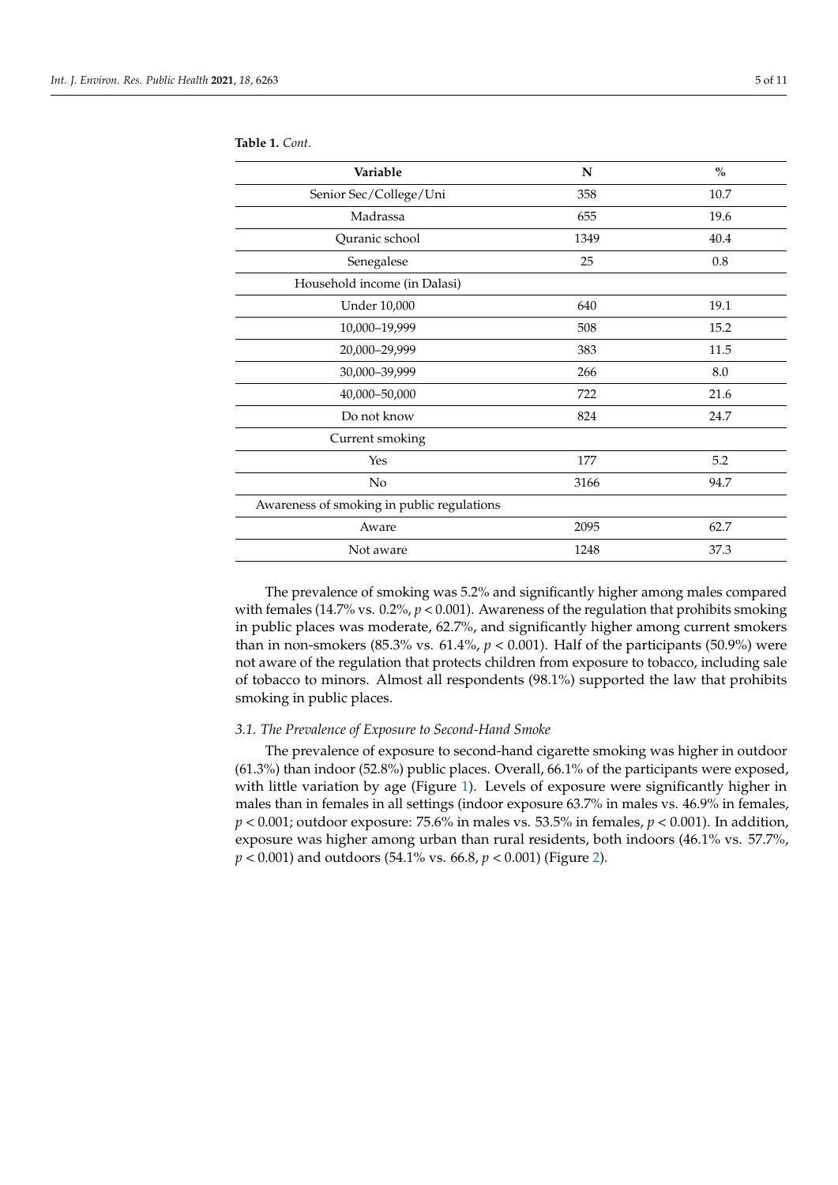**Table 1.** *Cont.*

| Variable | N | % |
| --- | --- | --- |
| Senior Sec/College/Uni | 358 | 10.7 |
| Madrassa | 655 | 19.6 |
| Quranic school | 1349 | 40.4 |
| Senegalese | 25 | 0.8 |
| Household income (in Dalasi) | | |
| Under 10,000 | 640 | 19.1 |
| 10,000–19,999 | 508 | 15.2 |
| 20,000–29,999 | 383 | 11.5 |
| 30,000–39,999 | 266 | 8.0 |
| 40,000–50,000 | 722 | 21.6 |
| Do not know | 824 | 24.7 |
| Current smoking | | |
| Yes | 177 | 5.2 |
| No | 3166 | 94.7 |
| Awareness of smoking in public regulations | | |
| Aware | 2095 | 62.7 |
| Not aware | 1248 | 37.3 |

The prevalence of smoking was 5.2% and significantly higher among males compared with females (14.7% vs. 0.2%, $p < 0.001$). Awareness of the regulation that prohibits smoking in public places was moderate, 62.7%, and significantly higher among current smokers than in non-smokers (85.3% vs. 61.4%, $p < 0.001$). Half of the participants (50.9%) were not aware of the regulation that protects children from exposure to tobacco, including sale of tobacco to minors. Almost all respondents (98.1%) supported the law that prohibits smoking in public places.

### *3.1. The Prevalence of Exposure to Second-Hand Smoke*

The prevalence of exposure to second-hand cigarette smoking was higher in outdoor (61.3%) than indoor (52.8%) public places. Overall, 66.1% of the participants were exposed, with little variation by age (Figure 1). Levels of exposure were significantly higher in males than in females in all settings (indoor exposure 63.7% in males vs. 46.9% in females, $p < 0.001$; outdoor exposure: 75.6% in males vs. 53.5% in females, $p < 0.001$). In addition, exposure was higher among urban than rural residents, both indoors (46.1% vs. 57.7%, $p < 0.001$) and outdoors (54.1% vs. 66.8, $p < 0.001$) (Figure 2).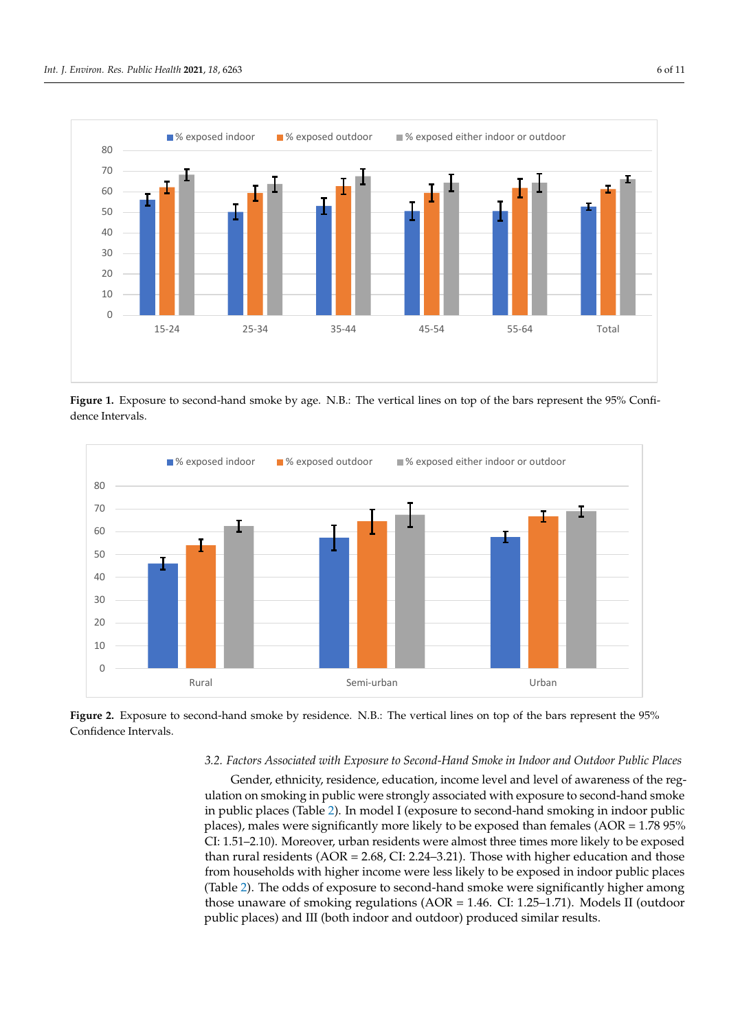Figure 1. Exposure to second-hand smoke by age. N.B.: The vertical lines on top of the bars represent the 95% Confidence Intervals.

Figure 2. Exposure to second-hand smoke by residence. N.B.: The vertical lines on top of the bars represent the 95% Confidence Intervals.

### 3.2. Factors Associated with Exposure to Second-Hand Smoke in Indoor and Outdoor Public Places

Gender, ethnicity, residence, education, income level and level of awareness of the regulation on smoking in public were strongly associated with exposure to second-hand smoke in public places (Table 2). In model I (exposure to second-hand smoking in indoor public places), males were significantly more likely to be exposed than females (AOR = 1.78 95% CI: 1.51–2.10). Moreover, urban residents were almost three times more likely to be exposed than rural residents (AOR = 2.68, CI: 2.24–3.21). Those with higher education and those from households with higher income were less likely to be exposed in indoor public places (Table 2). The odds of exposure to second-hand smoke were significantly higher among those unaware of smoking regulations (AOR = 1.46. CI: 1.25–1.71). Models II (outdoor public places) and III (both indoor and outdoor) produced similar results.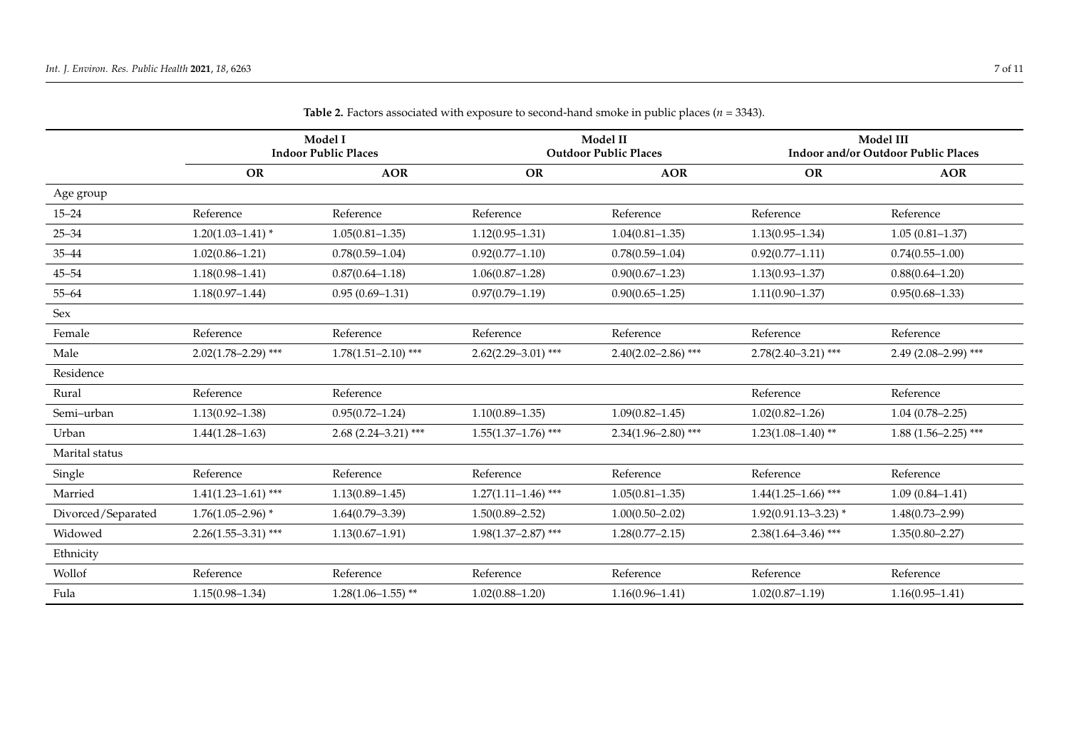**Table 2.** Factors associated with exposure to second-hand smoke in public places ($n$ = 3343).

| | Model I Indoor Public Places | | Model II Outdoor Public Places | | Model III Indoor and/or Outdoor Public Places | |
|---|---|---|---|---|---|---|
| | **OR** | **AOR** | **OR** | **AOR** | **OR** | **AOR** |
| Age group | | | | | | |
| 15–24 | Reference | Reference | Reference | Reference | Reference | Reference |
| 25–34 | 1.20(1.03–1.41) * | 1.05(0.81–1.35) | 1.12(0.95–1.31) | 1.04(0.81–1.35) | 1.13(0.95–1.34) | 1.05 (0.81–1.37) |
| 35–44 | 1.02(0.86–1.21) | 0.78(0.59–1.04) | 0.92(0.77–1.10) | 0.78(0.59–1.04) | 0.92(0.77–1.11) | 0.74(0.55–1.00) |
| 45–54 | 1.18(0.98–1.41) | 0.87(0.64–1.18) | 1.06(0.87–1.28) | 0.90(0.67–1.23) | 1.13(0.93–1.37) | 0.88(0.64–1.20) |
| 55–64 | 1.18(0.97–1.44) | 0.95 (0.69–1.31) | 0.97(0.79–1.19) | 0.90(0.65–1.25) | 1.11(0.90–1.37) | 0.95(0.68–1.33) |
| Sex | | | | | | |
| Female | Reference | Reference | Reference | Reference | Reference | Reference |
| Male | 2.02(1.78–2.29) *** | 1.78(1.51–2.10) *** | 2.62(2.29–3.01) *** | 2.40(2.02–2.86) *** | 2.78(2.40–3.21) *** | 2.49 (2.08–2.99) *** |
| Residence | | | | | | |
| Rural | Reference | Reference | | | Reference | Reference |
| Semi–urban | 1.13(0.92–1.38) | 0.95(0.72–1.24) | 1.10(0.89–1.35) | 1.09(0.82–1.45) | 1.02(0.82–1.26) | 1.04 (0.78–2.25) |
| Urban | 1.44(1.28–1.63) | 2.68 (2.24–3.21) *** | 1.55(1.37–1.76) *** | 2.34(1.96–2.80) *** | 1.23(1.08–1.40) ** | 1.88 (1.56–2.25) *** |
| Marital status | | | | | | |
| Single | Reference | Reference | Reference | Reference | Reference | Reference |
| Married | 1.41(1.23–1.61) *** | 1.13(0.89–1.45) | 1.27(1.11–1.46) *** | 1.05(0.81–1.35) | 1.44(1.25–1.66) *** | 1.09 (0.84–1.41) |
| Divorced/Separated | 1.76(1.05–2.96) * | 1.64(0.79–3.39) | 1.50(0.89–2.52) | 1.00(0.50–2.02) | 1.92(0.91.13–3.23) * | 1.48(0.73–2.99) |
| Widowed | 2.26(1.55–3.31) *** | 1.13(0.67–1.91) | 1.98(1.37–2.87) *** | 1.28(0.77–2.15) | 2.38(1.64–3.46) *** | 1.35(0.80–2.27) |
| Ethnicity | | | | | | |
| Wollof | Reference | Reference | Reference | Reference | Reference | Reference |
| Fula | 1.15(0.98–1.34) | 1.28(1.06–1.55) ** | 1.02(0.88–1.20) | 1.16(0.96–1.41) | 1.02(0.87–1.19) | 1.16(0.95–1.41) |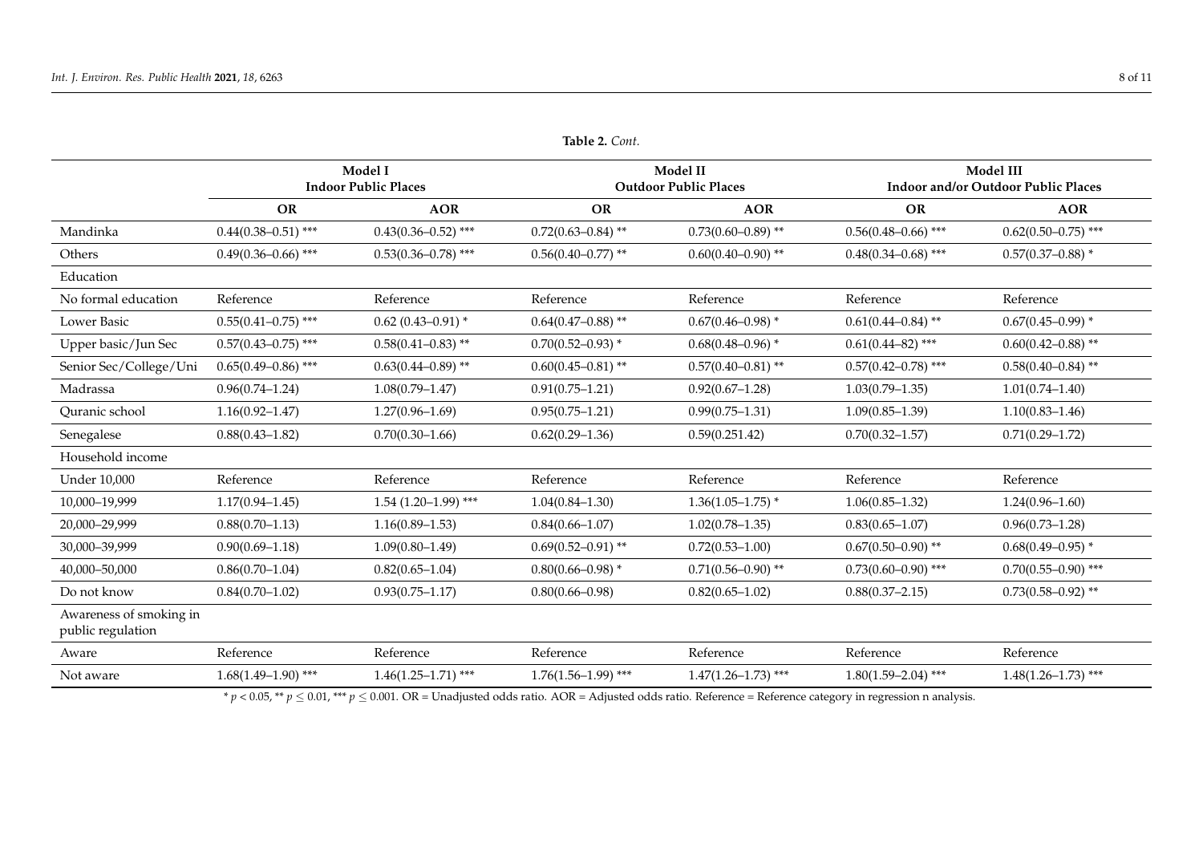**Table 2.** *Cont.*

| | Model I Indoor Public Places | | Model II Outdoor Public Places | | Model III Indoor and/or Outdoor Public Places | |
|---|---|---|---|---|---|---|
| | **OR** | **AOR** | **OR** | **AOR** | **OR** | **AOR** |
| Mandinka | 0.44(0.38–0.51) *** | 0.43(0.36–0.52) *** | 0.72(0.63–0.84) ** | 0.73(0.60–0.89) ** | 0.56(0.48–0.66) *** | 0.62(0.50–0.75) *** |
| Others | 0.49(0.36–0.66) *** | 0.53(0.36–0.78) *** | 0.56(0.40–0.77) ** | 0.60(0.40–0.90) ** | 0.48(0.34–0.68) *** | 0.57(0.37–0.88) * |
| Education | | | | | | |
| No formal education | Reference | Reference | Reference | Reference | Reference | Reference |
| Lower Basic | 0.55(0.41–0.75) *** | 0.62 (0.43–0.91) * | 0.64(0.47–0.88) ** | 0.67(0.46–0.98) * | 0.61(0.44–0.84) ** | 0.67(0.45–0.99) * |
| Upper basic/Jun Sec | 0.57(0.43–0.75) *** | 0.58(0.41–0.83) ** | 0.70(0.52–0.93) * | 0.68(0.48–0.96) * | 0.61(0.44–82) *** | 0.60(0.42–0.88) ** |
| Senior Sec/College/Uni | 0.65(0.49–0.86) *** | 0.63(0.44–0.89) ** | 0.60(0.45–0.81) ** | 0.57(0.40–0.81) ** | 0.57(0.42–0.78) *** | 0.58(0.40–0.84) ** |
| Madrassa | 0.96(0.74–1.24) | 1.08(0.79–1.47) | 0.91(0.75–1.21) | 0.92(0.67–1.28) | 1.03(0.79–1.35) | 1.01(0.74–1.40) |
| Quranic school | 1.16(0.92–1.47) | 1.27(0.96–1.69) | 0.95(0.75–1.21) | 0.99(0.75–1.31) | 1.09(0.85–1.39) | 1.10(0.83–1.46) |
| Senegalese | 0.88(0.43–1.82) | 0.70(0.30–1.66) | 0.62(0.29–1.36) | 0.59(0.251.42) | 0.70(0.32–1.57) | 0.71(0.29–1.72) |
| Household income | | | | | | |
| Under 10,000 | Reference | Reference | Reference | Reference | Reference | Reference |
| 10,000–19,999 | 1.17(0.94–1.45) | 1.54 (1.20–1.99) *** | 1.04(0.84–1.30) | 1.36(1.05–1.75) * | 1.06(0.85–1.32) | 1.24(0.96–1.60) |
| 20,000–29,999 | 0.88(0.70–1.13) | 1.16(0.89–1.53) | 0.84(0.66–1.07) | 1.02(0.78–1.35) | 0.83(0.65–1.07) | 0.96(0.73–1.28) |
| 30,000–39,999 | 0.90(0.69–1.18) | 1.09(0.80–1.49) | 0.69(0.52–0.91) ** | 0.72(0.53–1.00) | 0.67(0.50–0.90) ** | 0.68(0.49–0.95) * |
| 40,000–50,000 | 0.86(0.70–1.04) | 0.82(0.65–1.04) | 0.80(0.66–0.98) * | 0.71(0.56–0.90) ** | 0.73(0.60–0.90) *** | 0.70(0.55–0.90) *** |
| Do not know | 0.84(0.70–1.02) | 0.93(0.75–1.17) | 0.80(0.66–0.98) | 0.82(0.65–1.02) | 0.88(0.37–2.15) | 0.73(0.58–0.92) ** |
| Awareness of smoking in public regulation | | | | | | |
| Aware | Reference | Reference | Reference | Reference | Reference | Reference |
| Not aware | 1.68(1.49–1.90) *** | 1.46(1.25–1.71) *** | 1.76(1.56–1.99) *** | 1.47(1.26–1.73) *** | 1.80(1.59–2.04) *** | 1.48(1.26–1.73) *** |

* $p < 0.05$, ** $p \leq 0.01$, *** $p \leq 0.001$. OR = Unadjusted odds ratio. AOR = Adjusted odds ratio. Reference = Reference category in regression n analysis.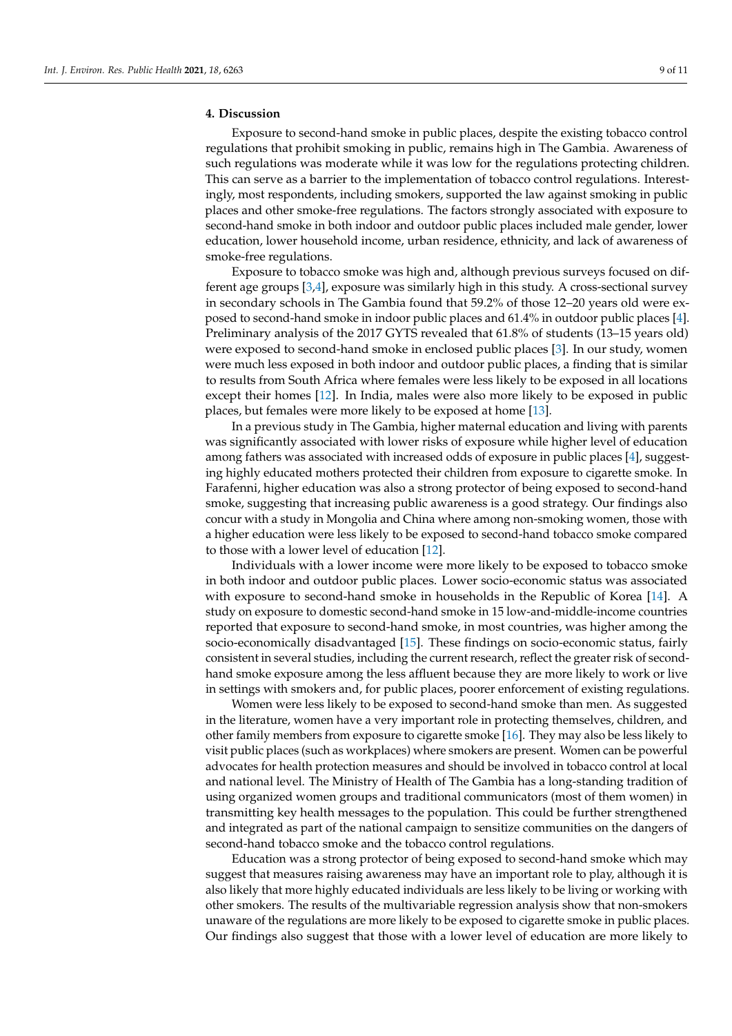## 4. Discussion

Exposure to second-hand smoke in public places, despite the existing tobacco control regulations that prohibit smoking in public, remains high in The Gambia. Awareness of such regulations was moderate while it was low for the regulations protecting children. This can serve as a barrier to the implementation of tobacco control regulations. Interestingly, most respondents, including smokers, supported the law against smoking in public places and other smoke-free regulations. The factors strongly associated with exposure to second-hand smoke in both indoor and outdoor public places included male gender, lower education, lower household income, urban residence, ethnicity, and lack of awareness of smoke-free regulations.

Exposure to tobacco smoke was high and, although previous surveys focused on different age groups [3,4], exposure was similarly high in this study. A cross-sectional survey in secondary schools in The Gambia found that 59.2% of those 12–20 years old were exposed to second-hand smoke in indoor public places and 61.4% in outdoor public places [4]. Preliminary analysis of the 2017 GYTS revealed that 61.8% of students (13–15 years old) were exposed to second-hand smoke in enclosed public places [3]. In our study, women were much less exposed in both indoor and outdoor public places, a finding that is similar to results from South Africa where females were less likely to be exposed in all locations except their homes [12]. In India, males were also more likely to be exposed in public places, but females were more likely to be exposed at home [13].

In a previous study in The Gambia, higher maternal education and living with parents was significantly associated with lower risks of exposure while higher level of education among fathers was associated with increased odds of exposure in public places [4], suggesting highly educated mothers protected their children from exposure to cigarette smoke. In Farafenni, higher education was also a strong protector of being exposed to second-hand smoke, suggesting that increasing public awareness is a good strategy. Our findings also concur with a study in Mongolia and China where among non-smoking women, those with a higher education were less likely to be exposed to second-hand tobacco smoke compared to those with a lower level of education [12].

Individuals with a lower income were more likely to be exposed to tobacco smoke in both indoor and outdoor public places. Lower socio-economic status was associated with exposure to second-hand smoke in households in the Republic of Korea [14]. A study on exposure to domestic second-hand smoke in 15 low-and-middle-income countries reported that exposure to second-hand smoke, in most countries, was higher among the socio-economically disadvantaged [15]. These findings on socio-economic status, fairly consistent in several studies, including the current research, reflect the greater risk of second-hand smoke exposure among the less affluent because they are more likely to work or live in settings with smokers and, for public places, poorer enforcement of existing regulations.

Women were less likely to be exposed to second-hand smoke than men. As suggested in the literature, women have a very important role in protecting themselves, children, and other family members from exposure to cigarette smoke [16]. They may also be less likely to visit public places (such as workplaces) where smokers are present. Women can be powerful advocates for health protection measures and should be involved in tobacco control at local and national level. The Ministry of Health of The Gambia has a long-standing tradition of using organized women groups and traditional communicators (most of them women) in transmitting key health messages to the population. This could be further strengthened and integrated as part of the national campaign to sensitize communities on the dangers of second-hand tobacco smoke and the tobacco control regulations.

Education was a strong protector of being exposed to second-hand smoke which may suggest that measures raising awareness may have an important role to play, although it is also likely that more highly educated individuals are less likely to be living or working with other smokers. The results of the multivariable regression analysis show that non-smokers unaware of the regulations are more likely to be exposed to cigarette smoke in public places. Our findings also suggest that those with a lower level of education are more likely to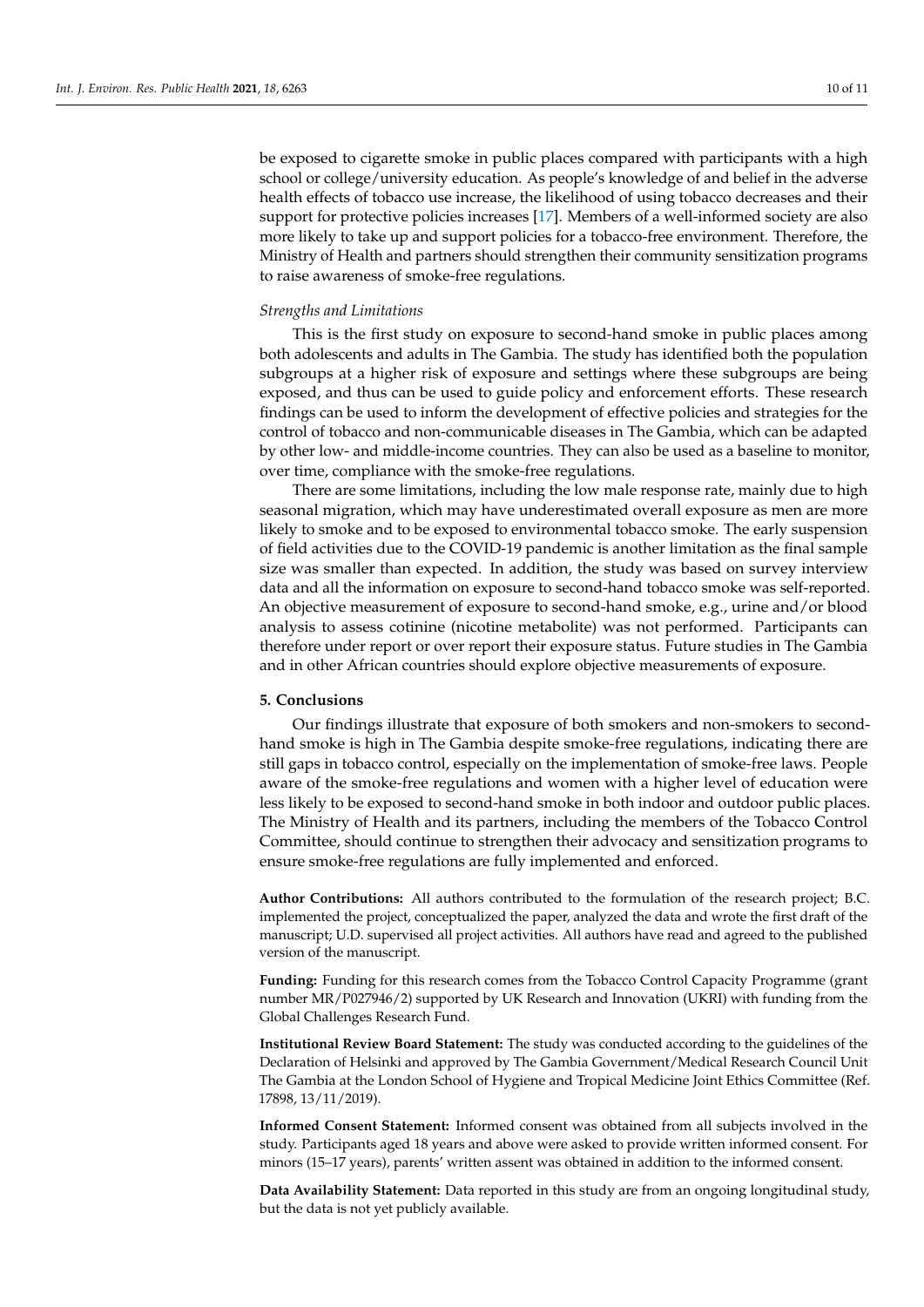be exposed to cigarette smoke in public places compared with participants with a high school or college/university education. As people's knowledge of and belief in the adverse health effects of tobacco use increase, the likelihood of using tobacco decreases and their support for protective policies increases [17]. Members of a well-informed society are also more likely to take up and support policies for a tobacco-free environment. Therefore, the Ministry of Health and partners should strengthen their community sensitization programs to raise awareness of smoke-free regulations.

*Strengths and Limitations*

This is the first study on exposure to second-hand smoke in public places among both adolescents and adults in The Gambia. The study has identified both the population subgroups at a higher risk of exposure and settings where these subgroups are being exposed, and thus can be used to guide policy and enforcement efforts. These research findings can be used to inform the development of effective policies and strategies for the control of tobacco and non-communicable diseases in The Gambia, which can be adapted by other low- and middle-income countries. They can also be used as a baseline to monitor, over time, compliance with the smoke-free regulations.

There are some limitations, including the low male response rate, mainly due to high seasonal migration, which may have underestimated overall exposure as men are more likely to smoke and to be exposed to environmental tobacco smoke. The early suspension of field activities due to the COVID-19 pandemic is another limitation as the final sample size was smaller than expected. In addition, the study was based on survey interview data and all the information on exposure to second-hand tobacco smoke was self-reported. An objective measurement of exposure to second-hand smoke, e.g., urine and/or blood analysis to assess cotinine (nicotine metabolite) was not performed. Participants can therefore under report or over report their exposure status. Future studies in The Gambia and in other African countries should explore objective measurements of exposure.

## 5. Conclusions

Our findings illustrate that exposure of both smokers and non-smokers to second-hand smoke is high in The Gambia despite smoke-free regulations, indicating there are still gaps in tobacco control, especially on the implementation of smoke-free laws. People aware of the smoke-free regulations and women with a higher level of education were less likely to be exposed to second-hand smoke in both indoor and outdoor public places. The Ministry of Health and its partners, including the members of the Tobacco Control Committee, should continue to strengthen their advocacy and sensitization programs to ensure smoke-free regulations are fully implemented and enforced.

**Author Contributions:** All authors contributed to the formulation of the research project; B.C. implemented the project, conceptualized the paper, analyzed the data and wrote the first draft of the manuscript; U.D. supervised all project activities. All authors have read and agreed to the published version of the manuscript.

**Funding:** Funding for this research comes from the Tobacco Control Capacity Programme (grant number MR/P027946/2) supported by UK Research and Innovation (UKRI) with funding from the Global Challenges Research Fund.

**Institutional Review Board Statement:** The study was conducted according to the guidelines of the Declaration of Helsinki and approved by The Gambia Government/Medical Research Council Unit The Gambia at the London School of Hygiene and Tropical Medicine Joint Ethics Committee (Ref. 17898, 13/11/2019).

**Informed Consent Statement:** Informed consent was obtained from all subjects involved in the study. Participants aged 18 years and above were asked to provide written informed consent. For minors (15–17 years), parents' written assent was obtained in addition to the informed consent.

**Data Availability Statement:** Data reported in this study are from an ongoing longitudinal study, but the data is not yet publicly available.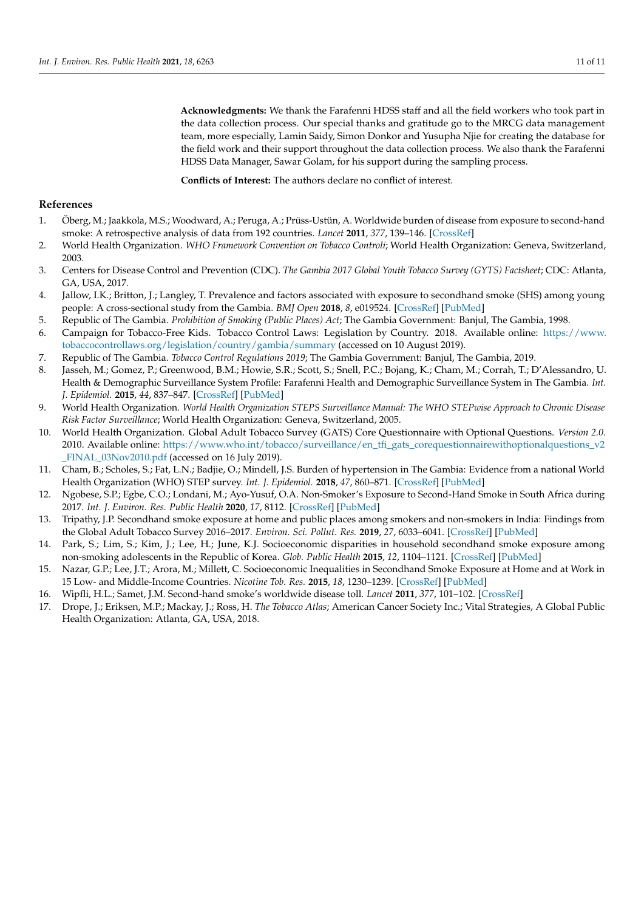**Acknowledgments:** We thank the Farafenni HDSS staff and all the field workers who took part in the data collection process. Our special thanks and gratitude go to the MRCG data management team, more especially, Lamin Saidy, Simon Donkor and Yusupha Njie for creating the database for the field work and their support throughout the data collection process. We also thank the Farafenni HDSS Data Manager, Sawar Golam, for his support during the sampling process.

**Conflicts of Interest:** The authors declare no conflict of interest.

## References

1. Öberg, M.; Jaakkola, M.S.; Woodward, A.; Peruga, A.; Prüss-Ustün, A. Worldwide burden of disease from exposure to second-hand smoke: A retrospective analysis of data from 192 countries. *Lancet* **2011**, *377*, 139–146. [CrossRef]
2. World Health Organization. *WHO Framework Convention on Tobacco Controli*; World Health Organization: Geneva, Switzerland, 2003.
3. Centers for Disease Control and Prevention (CDC). *The Gambia 2017 Global Youth Tobacco Survey (GYTS) Factsheet*; CDC: Atlanta, GA, USA, 2017.
4. Jallow, I.K.; Britton, J.; Langley, T. Prevalence and factors associated with exposure to secondhand smoke (SHS) among young people: A cross-sectional study from the Gambia. *BMJ Open* **2018**, *8*, e019524. [CrossRef] [PubMed]
5. Republic of The Gambia. *Prohibition of Smoking (Public Places) Act*; The Gambia Government: Banjul, The Gambia, 1998.
6. Campaign for Tobacco-Free Kids. Tobacco Control Laws: Legislation by Country. 2018. Available online: https://www.tobaccocontrollaws.org/legislation/country/gambia/summary (accessed on 10 August 2019).
7. Republic of The Gambia. *Tobacco Control Regulations 2019*; The Gambia Government: Banjul, The Gambia, 2019.
8. Jasseh, M.; Gomez, P.; Greenwood, B.M.; Howie, S.R.; Scott, S.; Snell, P.C.; Bojang, K.; Cham, M.; Corrah, T.; D'Alessandro, U. Health & Demographic Surveillance System Profile: Farafenni Health and Demographic Surveillance System in The Gambia. *Int. J. Epidemiol.* **2015**, *44*, 837–847. [CrossRef] [PubMed]
9. World Health Organization. *World Health Organization STEPS Surveillance Manual: The WHO STEPwise Approach to Chronic Disease Risk Factor Surveillance*; World Health Organization: Geneva, Switzerland, 2005.
10. World Health Organization. Global Adult Tobacco Survey (GATS) Core Questionnaire with Optional Questions. *Version 2.0.* 2010. Available online: https://www.who.int/tobacco/surveillance/en_tfi_gats_corequestionnairewithoptionalquestions_v2_FINAL_03Nov2010.pdf (accessed on 16 July 2019).
11. Cham, B.; Scholes, S.; Fat, L.N.; Badjie, O.; Mindell, J.S. Burden of hypertension in The Gambia: Evidence from a national World Health Organization (WHO) STEP survey. *Int. J. Epidemiol.* **2018**, *47*, 860–871. [CrossRef] [PubMed]
12. Ngobese, S.P.; Egbe, C.O.; Londani, M.; Ayo-Yusuf, O.A. Non-Smoker's Exposure to Second-Hand Smoke in South Africa during 2017. *Int. J. Environ. Res. Public Health* **2020**, *17*, 8112. [CrossRef] [PubMed]
13. Tripathy, J.P. Secondhand smoke exposure at home and public places among smokers and non-smokers in India: Findings from the Global Adult Tobacco Survey 2016–2017. *Environ. Sci. Pollut. Res.* **2019**, *27*, 6033–6041. [CrossRef] [PubMed]
14. Park, S.; Lim, S.; Kim, J.; Lee, H.; June, K.J. Socioeconomic disparities in household secondhand smoke exposure among non-smoking adolescents in the Republic of Korea. *Glob. Public Health* **2015**, *12*, 1104–1121. [CrossRef] [PubMed]
15. Nazar, G.P.; Lee, J.T.; Arora, M.; Millett, C. Socioeconomic Inequalities in Secondhand Smoke Exposure at Home and at Work in 15 Low- and Middle-Income Countries. *Nicotine Tob. Res.* **2015**, *18*, 1230–1239. [CrossRef] [PubMed]
16. Wipfli, H.L.; Samet, J.M. Second-hand smoke's worldwide disease toll. *Lancet* **2011**, *377*, 101–102. [CrossRef]
17. Drope, J.; Eriksen, M.P.; Mackay, J.; Ross, H. *The Tobacco Atlas*; American Cancer Society Inc.; Vital Strategies, A Global Public Health Organization: Atlanta, GA, USA, 2018.